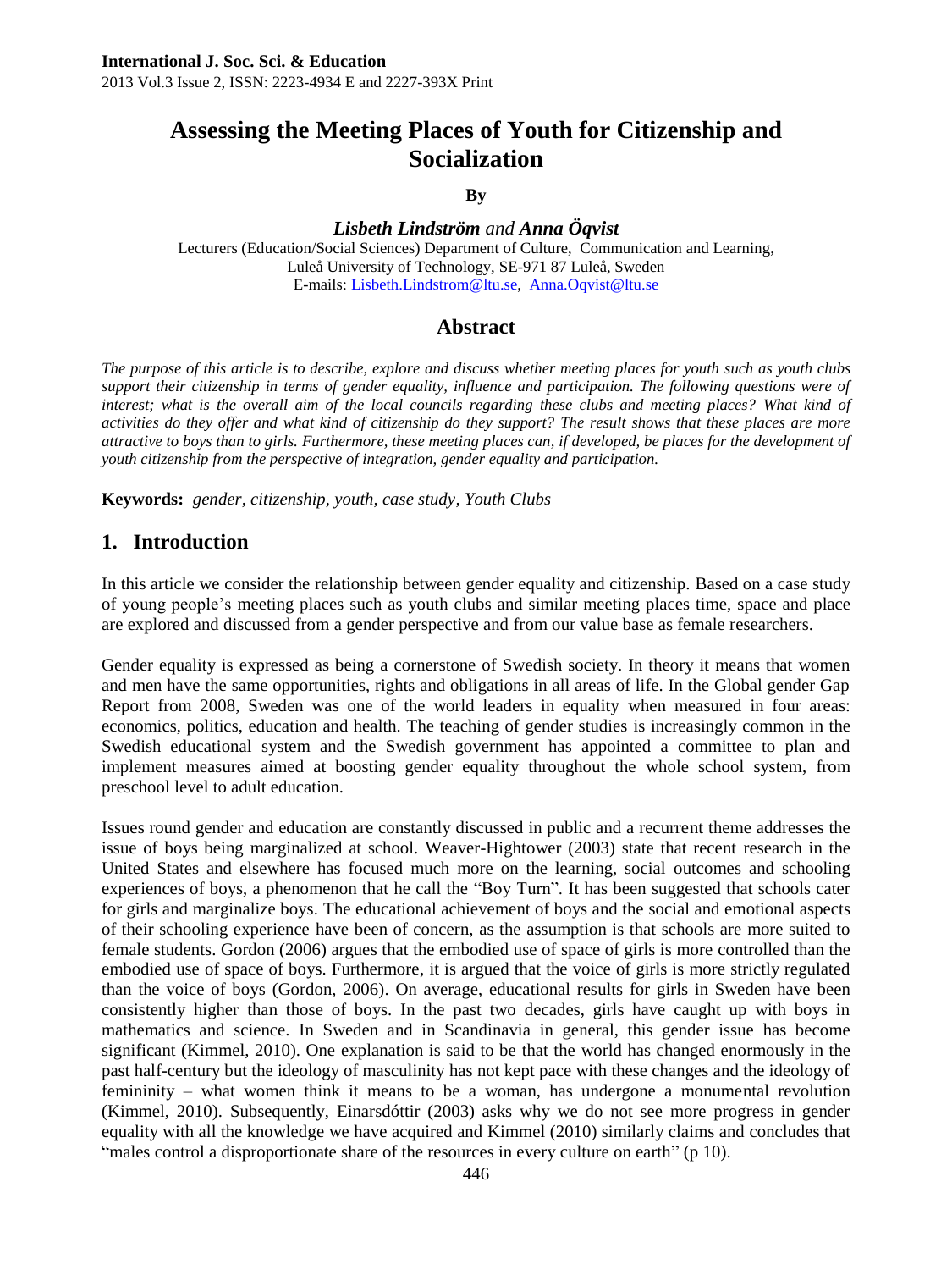# Assessing the Meeting Places of Youth for Citizenship and Socialization

**By**

***Lisbeth Lindström*** *and* ***Anna Öqvist***

Lecturers (Education/Social Sciences) Department of Culture, Communication and Learning,
Luleå University of Technology, SE-971 87 Luleå, Sweden
E-mails: Lisbeth.Lindstrom@ltu.se, Anna.Oqvist@ltu.se

## Abstract

*The purpose of this article is to describe, explore and discuss whether meeting places for youth such as youth clubs support their citizenship in terms of gender equality, influence and participation. The following questions were of interest; what is the overall aim of the local councils regarding these clubs and meeting places? What kind of activities do they offer and what kind of citizenship do they support? The result shows that these places are more attractive to boys than to girls. Furthermore, these meeting places can, if developed, be places for the development of youth citizenship from the perspective of integration, gender equality and participation.*

**Keywords:** *gender, citizenship, youth, case study, Youth Clubs*

## 1. Introduction

In this article we consider the relationship between gender equality and citizenship. Based on a case study of young people's meeting places such as youth clubs and similar meeting places time, space and place are explored and discussed from a gender perspective and from our value base as female researchers.

Gender equality is expressed as being a cornerstone of Swedish society. In theory it means that women and men have the same opportunities, rights and obligations in all areas of life. In the Global gender Gap Report from 2008, Sweden was one of the world leaders in equality when measured in four areas: economics, politics, education and health. The teaching of gender studies is increasingly common in the Swedish educational system and the Swedish government has appointed a committee to plan and implement measures aimed at boosting gender equality throughout the whole school system, from preschool level to adult education.

Issues round gender and education are constantly discussed in public and a recurrent theme addresses the issue of boys being marginalized at school. Weaver-Hightower (2003) state that recent research in the United States and elsewhere has focused much more on the learning, social outcomes and schooling experiences of boys, a phenomenon that he call the "Boy Turn". It has been suggested that schools cater for girls and marginalize boys. The educational achievement of boys and the social and emotional aspects of their schooling experience have been of concern, as the assumption is that schools are more suited to female students. Gordon (2006) argues that the embodied use of space of girls is more controlled than the embodied use of space of boys. Furthermore, it is argued that the voice of girls is more strictly regulated than the voice of boys (Gordon, 2006). On average, educational results for girls in Sweden have been consistently higher than those of boys. In the past two decades, girls have caught up with boys in mathematics and science. In Sweden and in Scandinavia in general, this gender issue has become significant (Kimmel, 2010). One explanation is said to be that the world has changed enormously in the past half-century but the ideology of masculinity has not kept pace with these changes and the ideology of femininity – what women think it means to be a woman, has undergone a monumental revolution (Kimmel, 2010). Subsequently, Einarsdóttir (2003) asks why we do not see more progress in gender equality with all the knowledge we have acquired and Kimmel (2010) similarly claims and concludes that "males control a disproportionate share of the resources in every culture on earth" (p 10).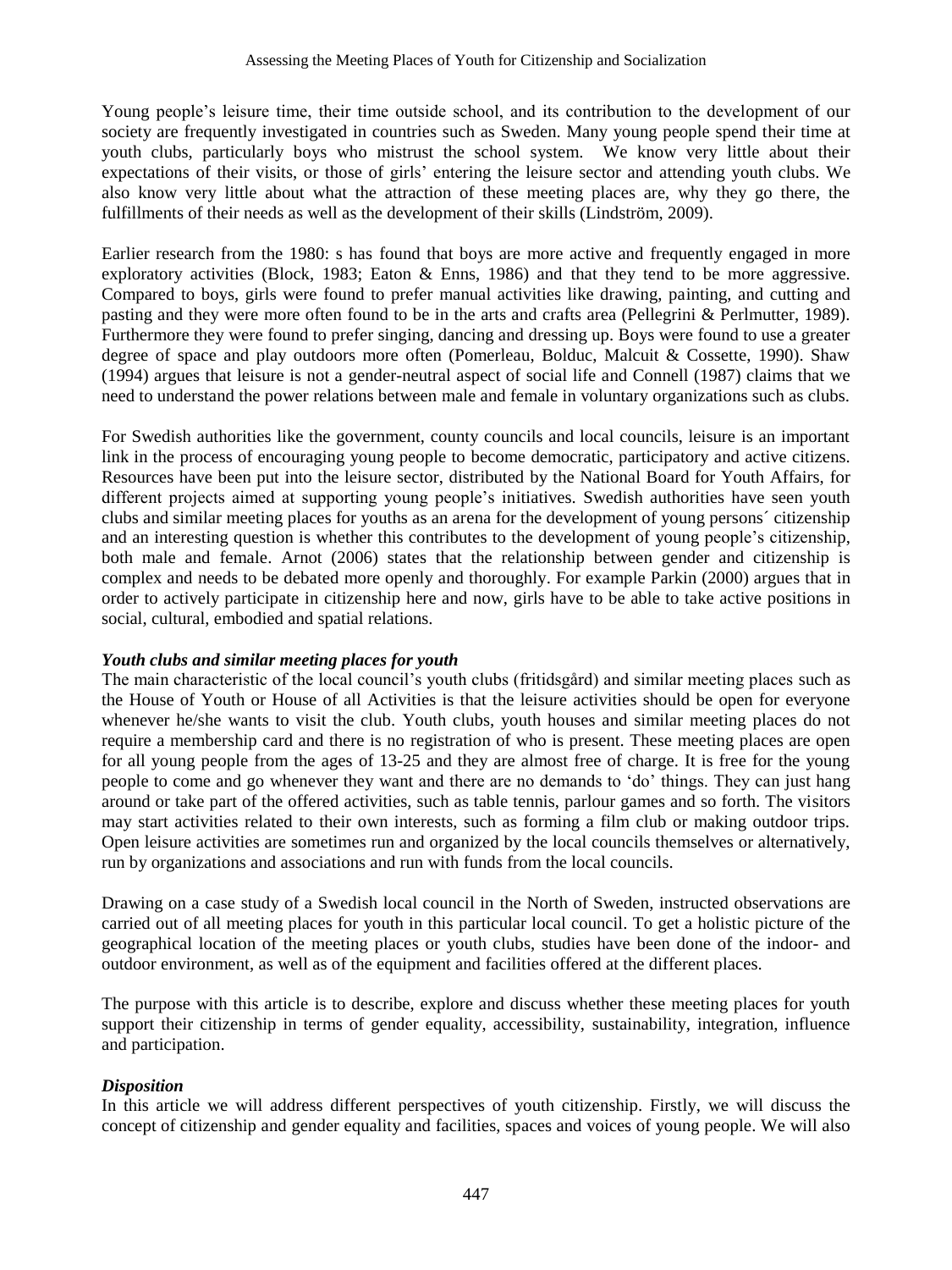Young people's leisure time, their time outside school, and its contribution to the development of our society are frequently investigated in countries such as Sweden. Many young people spend their time at youth clubs, particularly boys who mistrust the school system. We know very little about their expectations of their visits, or those of girls' entering the leisure sector and attending youth clubs. We also know very little about what the attraction of these meeting places are, why they go there, the fulfillments of their needs as well as the development of their skills (Lindström, 2009).

Earlier research from the 1980: s has found that boys are more active and frequently engaged in more exploratory activities (Block, 1983; Eaton & Enns, 1986) and that they tend to be more aggressive. Compared to boys, girls were found to prefer manual activities like drawing, painting, and cutting and pasting and they were more often found to be in the arts and crafts area (Pellegrini & Perlmutter, 1989). Furthermore they were found to prefer singing, dancing and dressing up. Boys were found to use a greater degree of space and play outdoors more often (Pomerleau, Bolduc, Malcuit & Cossette, 1990). Shaw (1994) argues that leisure is not a gender-neutral aspect of social life and Connell (1987) claims that we need to understand the power relations between male and female in voluntary organizations such as clubs.

For Swedish authorities like the government, county councils and local councils, leisure is an important link in the process of encouraging young people to become democratic, participatory and active citizens. Resources have been put into the leisure sector, distributed by the National Board for Youth Affairs, for different projects aimed at supporting young people's initiatives. Swedish authorities have seen youth clubs and similar meeting places for youths as an arena for the development of young persons´ citizenship and an interesting question is whether this contributes to the development of young people's citizenship, both male and female. Arnot (2006) states that the relationship between gender and citizenship is complex and needs to be debated more openly and thoroughly. For example Parkin (2000) argues that in order to actively participate in citizenship here and now, girls have to be able to take active positions in social, cultural, embodied and spatial relations.

### *Youth clubs and similar meeting places for youth*

The main characteristic of the local council's youth clubs (fritidsgård) and similar meeting places such as the House of Youth or House of all Activities is that the leisure activities should be open for everyone whenever he/she wants to visit the club. Youth clubs, youth houses and similar meeting places do not require a membership card and there is no registration of who is present. These meeting places are open for all young people from the ages of 13-25 and they are almost free of charge. It is free for the young people to come and go whenever they want and there are no demands to 'do' things. They can just hang around or take part of the offered activities, such as table tennis, parlour games and so forth. The visitors may start activities related to their own interests, such as forming a film club or making outdoor trips. Open leisure activities are sometimes run and organized by the local councils themselves or alternatively, run by organizations and associations and run with funds from the local councils.

Drawing on a case study of a Swedish local council in the North of Sweden, instructed observations are carried out of all meeting places for youth in this particular local council. To get a holistic picture of the geographical location of the meeting places or youth clubs, studies have been done of the indoor- and outdoor environment, as well as of the equipment and facilities offered at the different places.

The purpose with this article is to describe, explore and discuss whether these meeting places for youth support their citizenship in terms of gender equality, accessibility, sustainability, integration, influence and participation.

### *Disposition*

In this article we will address different perspectives of youth citizenship. Firstly, we will discuss the concept of citizenship and gender equality and facilities, spaces and voices of young people. We will also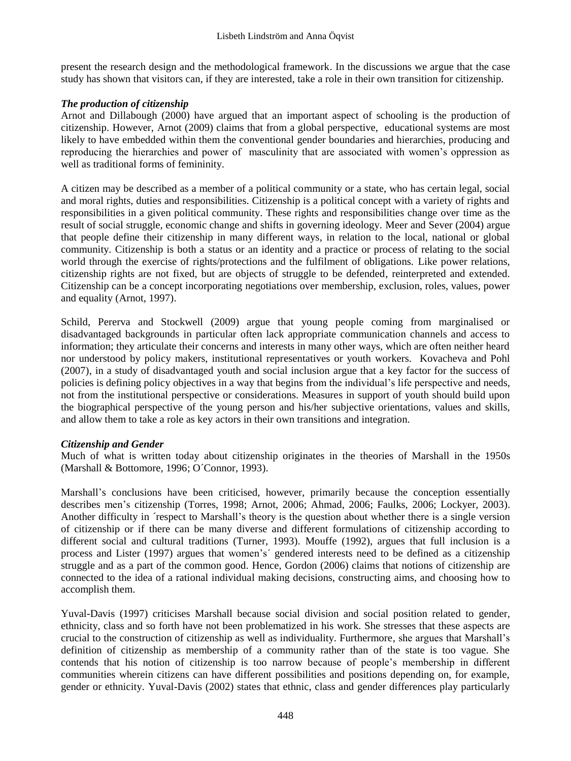present the research design and the methodological framework. In the discussions we argue that the case study has shown that visitors can, if they are interested, take a role in their own transition for citizenship.

### *The production of citizenship*

Arnot and Dillabough (2000) have argued that an important aspect of schooling is the production of citizenship. However, Arnot (2009) claims that from a global perspective, educational systems are most likely to have embedded within them the conventional gender boundaries and hierarchies, producing and reproducing the hierarchies and power of masculinity that are associated with women's oppression as well as traditional forms of femininity.

A citizen may be described as a member of a political community or a state, who has certain legal, social and moral rights, duties and responsibilities. Citizenship is a political concept with a variety of rights and responsibilities in a given political community. These rights and responsibilities change over time as the result of social struggle, economic change and shifts in governing ideology. Meer and Sever (2004) argue that people define their citizenship in many different ways, in relation to the local, national or global community. Citizenship is both a status or an identity and a practice or process of relating to the social world through the exercise of rights/protections and the fulfilment of obligations. Like power relations, citizenship rights are not fixed, but are objects of struggle to be defended, reinterpreted and extended. Citizenship can be a concept incorporating negotiations over membership, exclusion, roles, values, power and equality (Arnot, 1997).

Schild, Pererva and Stockwell (2009) argue that young people coming from marginalised or disadvantaged backgrounds in particular often lack appropriate communication channels and access to information; they articulate their concerns and interests in many other ways, which are often neither heard nor understood by policy makers, institutional representatives or youth workers. Kovacheva and Pohl (2007), in a study of disadvantaged youth and social inclusion argue that a key factor for the success of policies is defining policy objectives in a way that begins from the individual's life perspective and needs, not from the institutional perspective or considerations. Measures in support of youth should build upon the biographical perspective of the young person and his/her subjective orientations, values and skills, and allow them to take a role as key actors in their own transitions and integration.

### *Citizenship and Gender*

Much of what is written today about citizenship originates in the theories of Marshall in the 1950s (Marshall & Bottomore, 1996; O´Connor, 1993).

Marshall's conclusions have been criticised, however, primarily because the conception essentially describes men's citizenship (Torres, 1998; Arnot, 2006; Ahmad, 2006; Faulks, 2006; Lockyer, 2003). Another difficulty in ´respect to Marshall's theory is the question about whether there is a single version of citizenship or if there can be many diverse and different formulations of citizenship according to different social and cultural traditions (Turner, 1993). Mouffe (1992), argues that full inclusion is a process and Lister (1997) argues that women's´ gendered interests need to be defined as a citizenship struggle and as a part of the common good. Hence, Gordon (2006) claims that notions of citizenship are connected to the idea of a rational individual making decisions, constructing aims, and choosing how to accomplish them.

Yuval-Davis (1997) criticises Marshall because social division and social position related to gender, ethnicity, class and so forth have not been problematized in his work. She stresses that these aspects are crucial to the construction of citizenship as well as individuality. Furthermore, she argues that Marshall's definition of citizenship as membership of a community rather than of the state is too vague. She contends that his notion of citizenship is too narrow because of people's membership in different communities wherein citizens can have different possibilities and positions depending on, for example, gender or ethnicity. Yuval-Davis (2002) states that ethnic, class and gender differences play particularly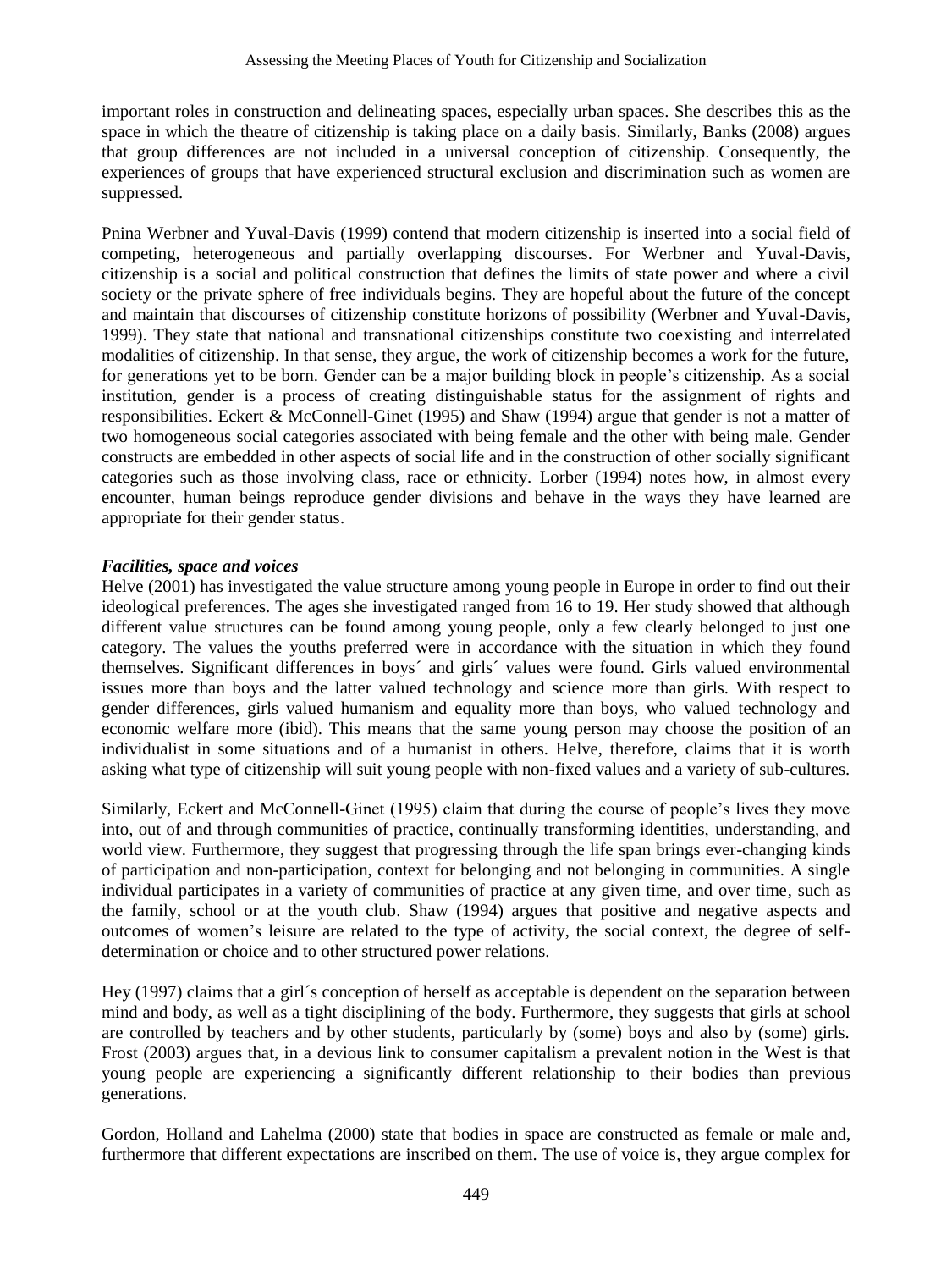important roles in construction and delineating spaces, especially urban spaces. She describes this as the space in which the theatre of citizenship is taking place on a daily basis. Similarly, Banks (2008) argues that group differences are not included in a universal conception of citizenship. Consequently, the experiences of groups that have experienced structural exclusion and discrimination such as women are suppressed.

Pnina Werbner and Yuval-Davis (1999) contend that modern citizenship is inserted into a social field of competing, heterogeneous and partially overlapping discourses. For Werbner and Yuval-Davis, citizenship is a social and political construction that defines the limits of state power and where a civil society or the private sphere of free individuals begins. They are hopeful about the future of the concept and maintain that discourses of citizenship constitute horizons of possibility (Werbner and Yuval-Davis, 1999). They state that national and transnational citizenships constitute two coexisting and interrelated modalities of citizenship. In that sense, they argue, the work of citizenship becomes a work for the future, for generations yet to be born. Gender can be a major building block in people's citizenship. As a social institution, gender is a process of creating distinguishable status for the assignment of rights and responsibilities. Eckert & McConnell-Ginet (1995) and Shaw (1994) argue that gender is not a matter of two homogeneous social categories associated with being female and the other with being male. Gender constructs are embedded in other aspects of social life and in the construction of other socially significant categories such as those involving class, race or ethnicity. Lorber (1994) notes how, in almost every encounter, human beings reproduce gender divisions and behave in the ways they have learned are appropriate for their gender status.

***Facilities, space and voices***

Helve (2001) has investigated the value structure among young people in Europe in order to find out their ideological preferences. The ages she investigated ranged from 16 to 19. Her study showed that although different value structures can be found among young people, only a few clearly belonged to just one category. The values the youths preferred were in accordance with the situation in which they found themselves. Significant differences in boys´ and girls´ values were found. Girls valued environmental issues more than boys and the latter valued technology and science more than girls. With respect to gender differences, girls valued humanism and equality more than boys, who valued technology and economic welfare more (ibid). This means that the same young person may choose the position of an individualist in some situations and of a humanist in others. Helve, therefore, claims that it is worth asking what type of citizenship will suit young people with non-fixed values and a variety of sub-cultures.

Similarly, Eckert and McConnell-Ginet (1995) claim that during the course of people's lives they move into, out of and through communities of practice, continually transforming identities, understanding, and world view. Furthermore, they suggest that progressing through the life span brings ever-changing kinds of participation and non-participation, context for belonging and not belonging in communities. A single individual participates in a variety of communities of practice at any given time, and over time, such as the family, school or at the youth club. Shaw (1994) argues that positive and negative aspects and outcomes of women's leisure are related to the type of activity, the social context, the degree of self-determination or choice and to other structured power relations.

Hey (1997) claims that a girl´s conception of herself as acceptable is dependent on the separation between mind and body, as well as a tight disciplining of the body. Furthermore, they suggests that girls at school are controlled by teachers and by other students, particularly by (some) boys and also by (some) girls. Frost (2003) argues that, in a devious link to consumer capitalism a prevalent notion in the West is that young people are experiencing a significantly different relationship to their bodies than previous generations.

Gordon, Holland and Lahelma (2000) state that bodies in space are constructed as female or male and, furthermore that different expectations are inscribed on them. The use of voice is, they argue complex for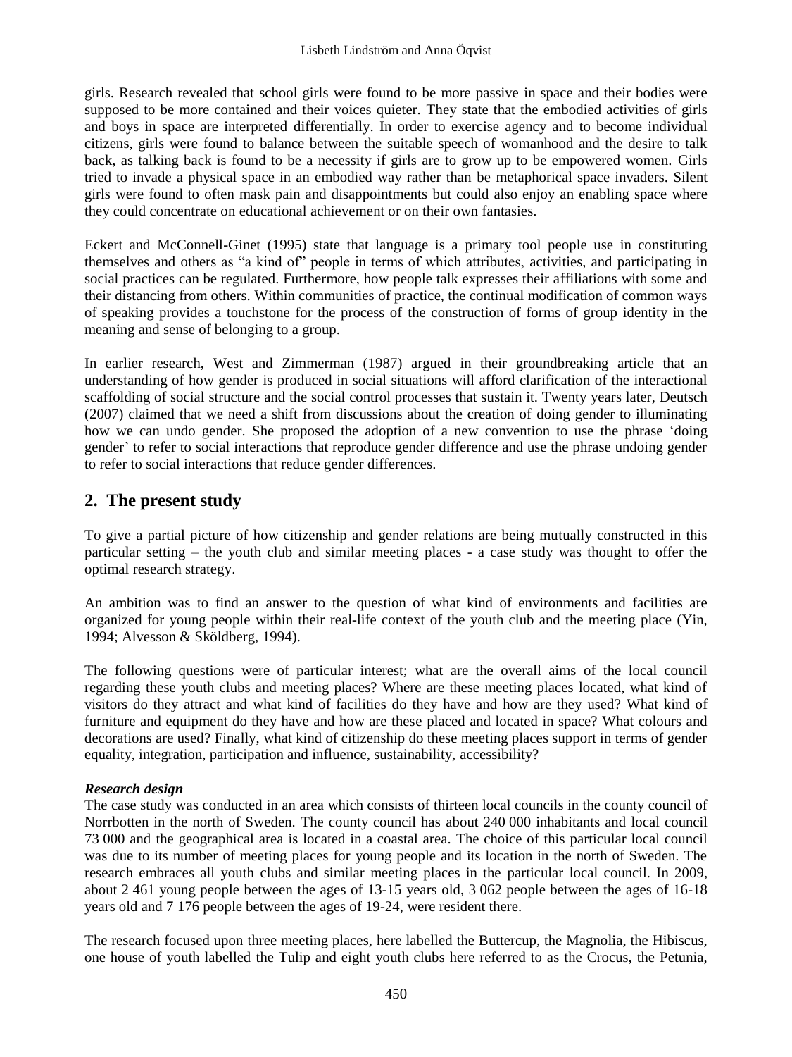girls. Research revealed that school girls were found to be more passive in space and their bodies were supposed to be more contained and their voices quieter. They state that the embodied activities of girls and boys in space are interpreted differentially. In order to exercise agency and to become individual citizens, girls were found to balance between the suitable speech of womanhood and the desire to talk back, as talking back is found to be a necessity if girls are to grow up to be empowered women. Girls tried to invade a physical space in an embodied way rather than be metaphorical space invaders. Silent girls were found to often mask pain and disappointments but could also enjoy an enabling space where they could concentrate on educational achievement or on their own fantasies.

Eckert and McConnell-Ginet (1995) state that language is a primary tool people use in constituting themselves and others as "a kind of" people in terms of which attributes, activities, and participating in social practices can be regulated. Furthermore, how people talk expresses their affiliations with some and their distancing from others. Within communities of practice, the continual modification of common ways of speaking provides a touchstone for the process of the construction of forms of group identity in the meaning and sense of belonging to a group.

In earlier research, West and Zimmerman (1987) argued in their groundbreaking article that an understanding of how gender is produced in social situations will afford clarification of the interactional scaffolding of social structure and the social control processes that sustain it. Twenty years later, Deutsch (2007) claimed that we need a shift from discussions about the creation of doing gender to illuminating how we can undo gender. She proposed the adoption of a new convention to use the phrase 'doing gender' to refer to social interactions that reproduce gender difference and use the phrase undoing gender to refer to social interactions that reduce gender differences.

## 2. The present study

To give a partial picture of how citizenship and gender relations are being mutually constructed in this particular setting – the youth club and similar meeting places - a case study was thought to offer the optimal research strategy.

An ambition was to find an answer to the question of what kind of environments and facilities are organized for young people within their real-life context of the youth club and the meeting place (Yin, 1994; Alvesson & Sköldberg, 1994).

The following questions were of particular interest; what are the overall aims of the local council regarding these youth clubs and meeting places? Where are these meeting places located, what kind of visitors do they attract and what kind of facilities do they have and how are they used? What kind of furniture and equipment do they have and how are these placed and located in space? What colours and decorations are used? Finally, what kind of citizenship do these meeting places support in terms of gender equality, integration, participation and influence, sustainability, accessibility?

***Research design***

The case study was conducted in an area which consists of thirteen local councils in the county council of Norrbotten in the north of Sweden. The county council has about 240 000 inhabitants and local council 73 000 and the geographical area is located in a coastal area. The choice of this particular local council was due to its number of meeting places for young people and its location in the north of Sweden. The research embraces all youth clubs and similar meeting places in the particular local council. In 2009, about 2 461 young people between the ages of 13-15 years old, 3 062 people between the ages of 16-18 years old and 7 176 people between the ages of 19-24, were resident there.

The research focused upon three meeting places, here labelled the Buttercup, the Magnolia, the Hibiscus, one house of youth labelled the Tulip and eight youth clubs here referred to as the Crocus, the Petunia,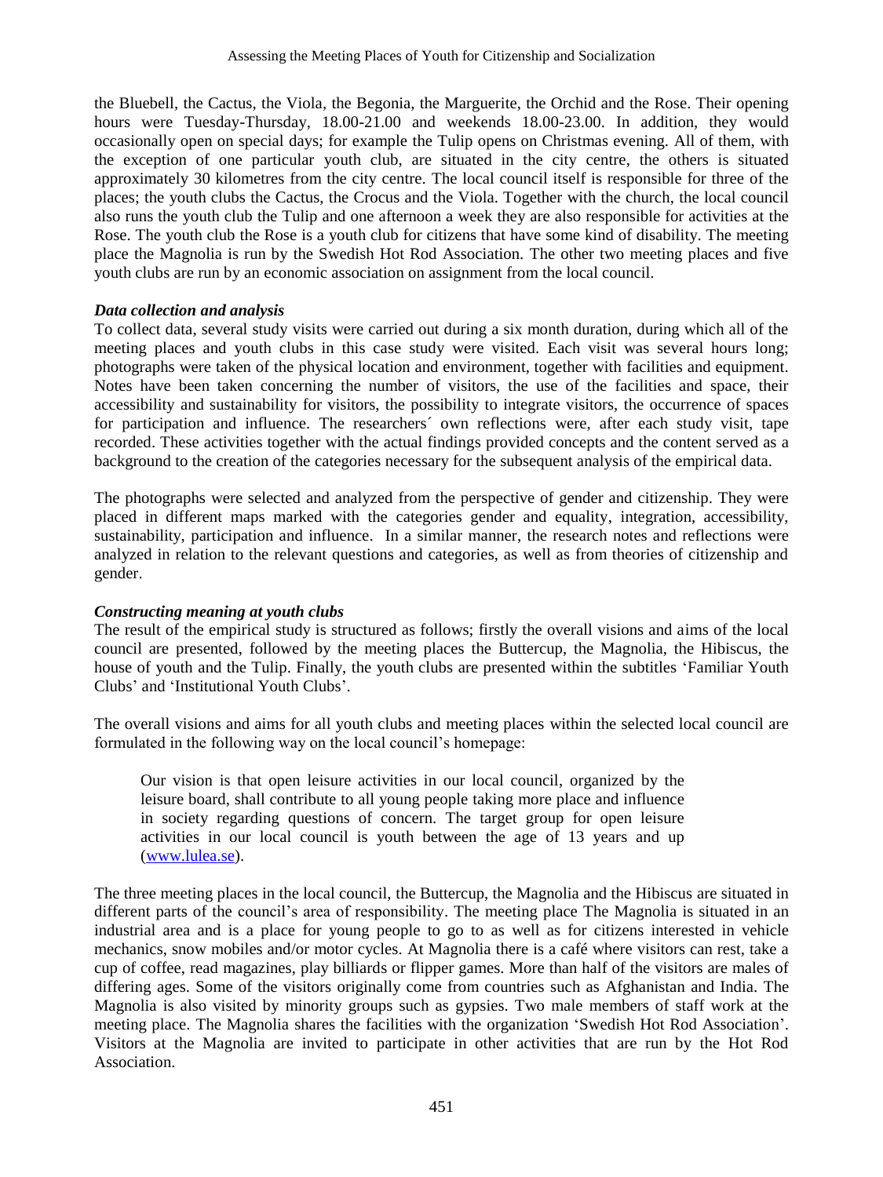the Bluebell, the Cactus, the Viola, the Begonia, the Marguerite, the Orchid and the Rose. Their opening hours were Tuesday-Thursday, 18.00-21.00 and weekends 18.00-23.00. In addition, they would occasionally open on special days; for example the Tulip opens on Christmas evening. All of them, with the exception of one particular youth club, are situated in the city centre, the others is situated approximately 30 kilometres from the city centre. The local council itself is responsible for three of the places; the youth clubs the Cactus, the Crocus and the Viola. Together with the church, the local council also runs the youth club the Tulip and one afternoon a week they are also responsible for activities at the Rose. The youth club the Rose is a youth club for citizens that have some kind of disability. The meeting place the Magnolia is run by the Swedish Hot Rod Association. The other two meeting places and five youth clubs are run by an economic association on assignment from the local council.

### *Data collection and analysis*

To collect data, several study visits were carried out during a six month duration, during which all of the meeting places and youth clubs in this case study were visited. Each visit was several hours long; photographs were taken of the physical location and environment, together with facilities and equipment. Notes have been taken concerning the number of visitors, the use of the facilities and space, their accessibility and sustainability for visitors, the possibility to integrate visitors, the occurrence of spaces for participation and influence. The researchers´ own reflections were, after each study visit, tape recorded. These activities together with the actual findings provided concepts and the content served as a background to the creation of the categories necessary for the subsequent analysis of the empirical data.

The photographs were selected and analyzed from the perspective of gender and citizenship. They were placed in different maps marked with the categories gender and equality, integration, accessibility, sustainability, participation and influence. In a similar manner, the research notes and reflections were analyzed in relation to the relevant questions and categories, as well as from theories of citizenship and gender.

### *Constructing meaning at youth clubs*

The result of the empirical study is structured as follows; firstly the overall visions and aims of the local council are presented, followed by the meeting places the Buttercup, the Magnolia, the Hibiscus, the house of youth and the Tulip. Finally, the youth clubs are presented within the subtitles 'Familiar Youth Clubs' and 'Institutional Youth Clubs'.

The overall visions and aims for all youth clubs and meeting places within the selected local council are formulated in the following way on the local council's homepage:

> Our vision is that open leisure activities in our local council, organized by the leisure board, shall contribute to all young people taking more place and influence in society regarding questions of concern. The target group for open leisure activities in our local council is youth between the age of 13 years and up (www.lulea.se).

The three meeting places in the local council, the Buttercup, the Magnolia and the Hibiscus are situated in different parts of the council's area of responsibility. The meeting place The Magnolia is situated in an industrial area and is a place for young people to go to as well as for citizens interested in vehicle mechanics, snow mobiles and/or motor cycles. At Magnolia there is a café where visitors can rest, take a cup of coffee, read magazines, play billiards or flipper games. More than half of the visitors are males of differing ages. Some of the visitors originally come from countries such as Afghanistan and India. The Magnolia is also visited by minority groups such as gypsies. Two male members of staff work at the meeting place. The Magnolia shares the facilities with the organization 'Swedish Hot Rod Association'. Visitors at the Magnolia are invited to participate in other activities that are run by the Hot Rod Association.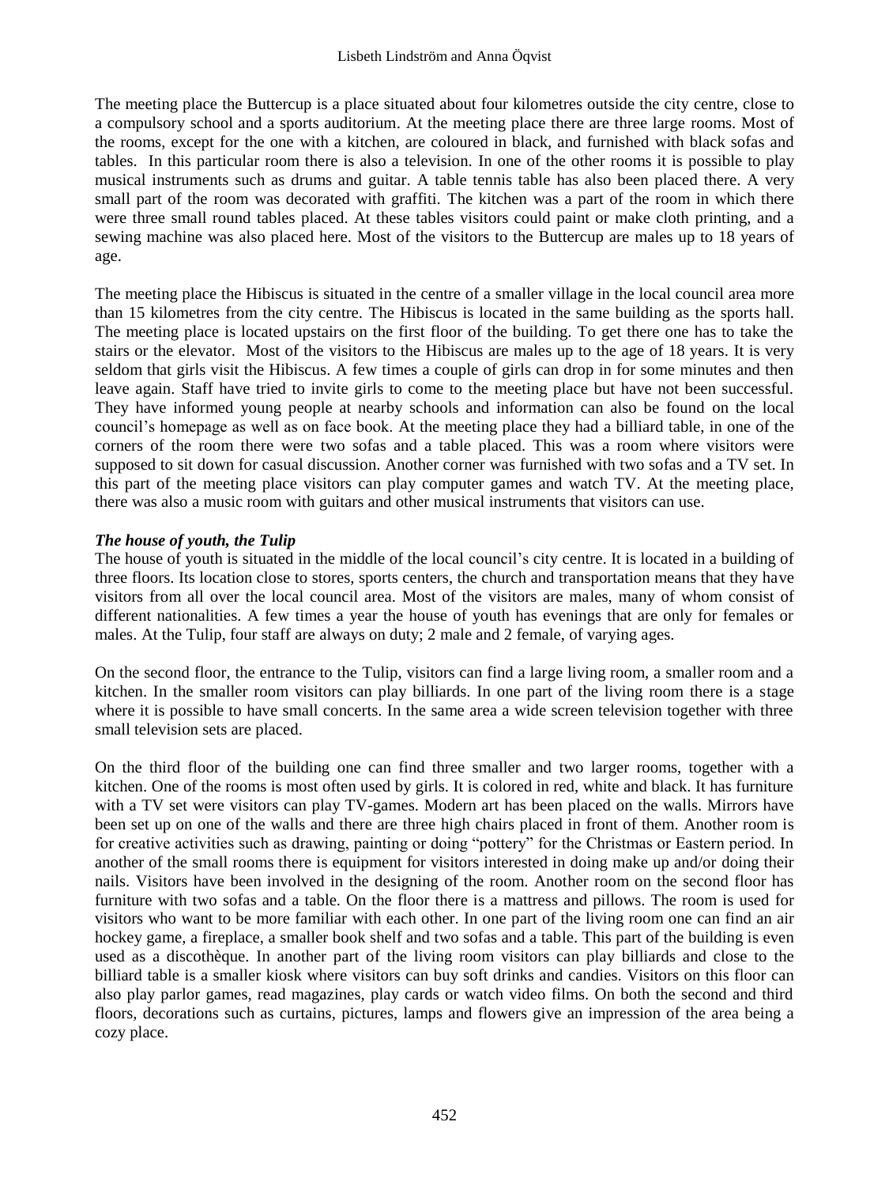The meeting place the Buttercup is a place situated about four kilometres outside the city centre, close to a compulsory school and a sports auditorium. At the meeting place there are three large rooms. Most of the rooms, except for the one with a kitchen, are coloured in black, and furnished with black sofas and tables. In this particular room there is also a television. In one of the other rooms it is possible to play musical instruments such as drums and guitar. A table tennis table has also been placed there. A very small part of the room was decorated with graffiti. The kitchen was a part of the room in which there were three small round tables placed. At these tables visitors could paint or make cloth printing, and a sewing machine was also placed here. Most of the visitors to the Buttercup are males up to 18 years of age.

The meeting place the Hibiscus is situated in the centre of a smaller village in the local council area more than 15 kilometres from the city centre. The Hibiscus is located in the same building as the sports hall. The meeting place is located upstairs on the first floor of the building. To get there one has to take the stairs or the elevator. Most of the visitors to the Hibiscus are males up to the age of 18 years. It is very seldom that girls visit the Hibiscus. A few times a couple of girls can drop in for some minutes and then leave again. Staff have tried to invite girls to come to the meeting place but have not been successful. They have informed young people at nearby schools and information can also be found on the local council's homepage as well as on face book. At the meeting place they had a billiard table, in one of the corners of the room there were two sofas and a table placed. This was a room where visitors were supposed to sit down for casual discussion. Another corner was furnished with two sofas and a TV set. In this part of the meeting place visitors can play computer games and watch TV. At the meeting place, there was also a music room with guitars and other musical instruments that visitors can use.

### *The house of youth, the Tulip*

The house of youth is situated in the middle of the local council's city centre. It is located in a building of three floors. Its location close to stores, sports centers, the church and transportation means that they have visitors from all over the local council area. Most of the visitors are males, many of whom consist of different nationalities. A few times a year the house of youth has evenings that are only for females or males. At the Tulip, four staff are always on duty; 2 male and 2 female, of varying ages.

On the second floor, the entrance to the Tulip, visitors can find a large living room, a smaller room and a kitchen. In the smaller room visitors can play billiards. In one part of the living room there is a stage where it is possible to have small concerts. In the same area a wide screen television together with three small television sets are placed.

On the third floor of the building one can find three smaller and two larger rooms, together with a kitchen. One of the rooms is most often used by girls. It is colored in red, white and black. It has furniture with a TV set were visitors can play TV-games. Modern art has been placed on the walls. Mirrors have been set up on one of the walls and there are three high chairs placed in front of them. Another room is for creative activities such as drawing, painting or doing "pottery" for the Christmas or Eastern period. In another of the small rooms there is equipment for visitors interested in doing make up and/or doing their nails. Visitors have been involved in the designing of the room. Another room on the second floor has furniture with two sofas and a table. On the floor there is a mattress and pillows. The room is used for visitors who want to be more familiar with each other. In one part of the living room one can find an air hockey game, a fireplace, a smaller book shelf and two sofas and a table. This part of the building is even used as a discothèque. In another part of the living room visitors can play billiards and close to the billiard table is a smaller kiosk where visitors can buy soft drinks and candies. Visitors on this floor can also play parlor games, read magazines, play cards or watch video films. On both the second and third floors, decorations such as curtains, pictures, lamps and flowers give an impression of the area being a cozy place.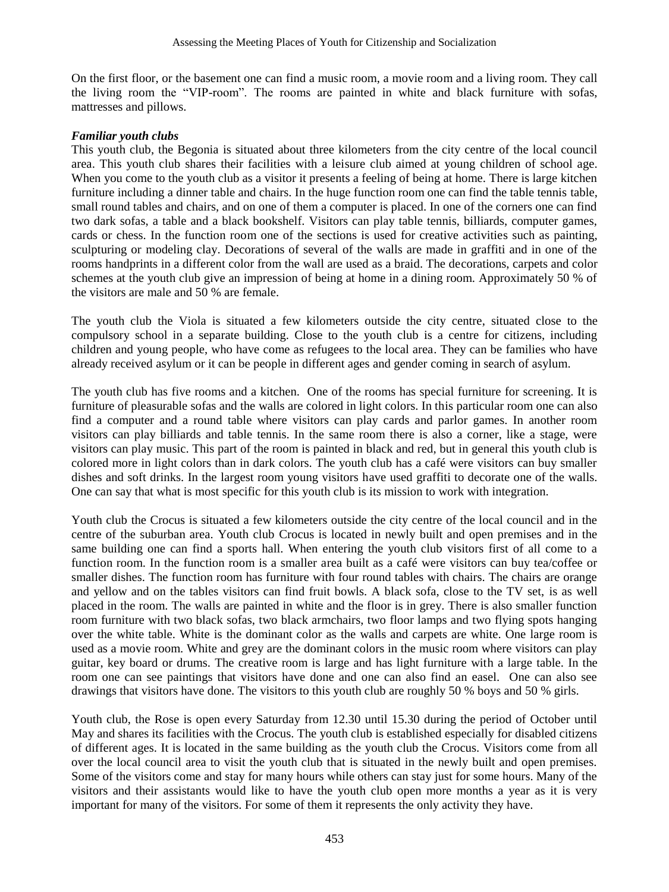On the first floor, or the basement one can find a music room, a movie room and a living room. They call the living room the "VIP-room". The rooms are painted in white and black furniture with sofas, mattresses and pillows.

***Familiar youth clubs***

This youth club, the Begonia is situated about three kilometers from the city centre of the local council area. This youth club shares their facilities with a leisure club aimed at young children of school age. When you come to the youth club as a visitor it presents a feeling of being at home. There is large kitchen furniture including a dinner table and chairs. In the huge function room one can find the table tennis table, small round tables and chairs, and on one of them a computer is placed. In one of the corners one can find two dark sofas, a table and a black bookshelf. Visitors can play table tennis, billiards, computer games, cards or chess. In the function room one of the sections is used for creative activities such as painting, sculpturing or modeling clay. Decorations of several of the walls are made in graffiti and in one of the rooms handprints in a different color from the wall are used as a braid. The decorations, carpets and color schemes at the youth club give an impression of being at home in a dining room. Approximately 50 % of the visitors are male and 50 % are female.

The youth club the Viola is situated a few kilometers outside the city centre, situated close to the compulsory school in a separate building. Close to the youth club is a centre for citizens, including children and young people, who have come as refugees to the local area. They can be families who have already received asylum or it can be people in different ages and gender coming in search of asylum.

The youth club has five rooms and a kitchen. One of the rooms has special furniture for screening. It is furniture of pleasurable sofas and the walls are colored in light colors. In this particular room one can also find a computer and a round table where visitors can play cards and parlor games. In another room visitors can play billiards and table tennis. In the same room there is also a corner, like a stage, were visitors can play music. This part of the room is painted in black and red, but in general this youth club is colored more in light colors than in dark colors. The youth club has a café were visitors can buy smaller dishes and soft drinks. In the largest room young visitors have used graffiti to decorate one of the walls. One can say that what is most specific for this youth club is its mission to work with integration.

Youth club the Crocus is situated a few kilometers outside the city centre of the local council and in the centre of the suburban area. Youth club Crocus is located in newly built and open premises and in the same building one can find a sports hall. When entering the youth club visitors first of all come to a function room. In the function room is a smaller area built as a café were visitors can buy tea/coffee or smaller dishes. The function room has furniture with four round tables with chairs. The chairs are orange and yellow and on the tables visitors can find fruit bowls. A black sofa, close to the TV set, is as well placed in the room. The walls are painted in white and the floor is in grey. There is also smaller function room furniture with two black sofas, two black armchairs, two floor lamps and two flying spots hanging over the white table. White is the dominant color as the walls and carpets are white. One large room is used as a movie room. White and grey are the dominant colors in the music room where visitors can play guitar, key board or drums. The creative room is large and has light furniture with a large table. In the room one can see paintings that visitors have done and one can also find an easel. One can also see drawings that visitors have done. The visitors to this youth club are roughly 50 % boys and 50 % girls.

Youth club, the Rose is open every Saturday from 12.30 until 15.30 during the period of October until May and shares its facilities with the Crocus. The youth club is established especially for disabled citizens of different ages. It is located in the same building as the youth club the Crocus. Visitors come from all over the local council area to visit the youth club that is situated in the newly built and open premises. Some of the visitors come and stay for many hours while others can stay just for some hours. Many of the visitors and their assistants would like to have the youth club open more months a year as it is very important for many of the visitors. For some of them it represents the only activity they have.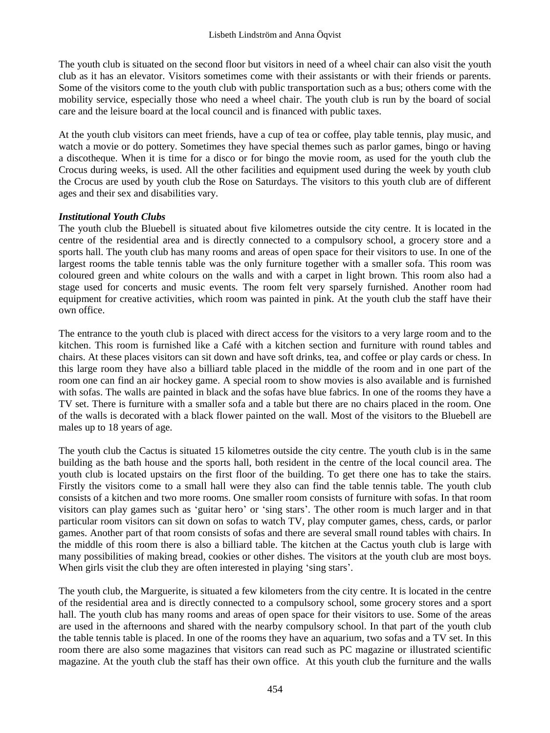The youth club is situated on the second floor but visitors in need of a wheel chair can also visit the youth club as it has an elevator. Visitors sometimes come with their assistants or with their friends or parents. Some of the visitors come to the youth club with public transportation such as a bus; others come with the mobility service, especially those who need a wheel chair. The youth club is run by the board of social care and the leisure board at the local council and is financed with public taxes.

At the youth club visitors can meet friends, have a cup of tea or coffee, play table tennis, play music, and watch a movie or do pottery. Sometimes they have special themes such as parlor games, bingo or having a discotheque. When it is time for a disco or for bingo the movie room, as used for the youth club the Crocus during weeks, is used. All the other facilities and equipment used during the week by youth club the Crocus are used by youth club the Rose on Saturdays. The visitors to this youth club are of different ages and their sex and disabilities vary.

***Institutional Youth Clubs***

The youth club the Bluebell is situated about five kilometres outside the city centre. It is located in the centre of the residential area and is directly connected to a compulsory school, a grocery store and a sports hall. The youth club has many rooms and areas of open space for their visitors to use. In one of the largest rooms the table tennis table was the only furniture together with a smaller sofa. This room was coloured green and white colours on the walls and with a carpet in light brown. This room also had a stage used for concerts and music events. The room felt very sparsely furnished. Another room had equipment for creative activities, which room was painted in pink. At the youth club the staff have their own office.

The entrance to the youth club is placed with direct access for the visitors to a very large room and to the kitchen. This room is furnished like a Café with a kitchen section and furniture with round tables and chairs. At these places visitors can sit down and have soft drinks, tea, and coffee or play cards or chess. In this large room they have also a billiard table placed in the middle of the room and in one part of the room one can find an air hockey game. A special room to show movies is also available and is furnished with sofas. The walls are painted in black and the sofas have blue fabrics. In one of the rooms they have a TV set. There is furniture with a smaller sofa and a table but there are no chairs placed in the room. One of the walls is decorated with a black flower painted on the wall. Most of the visitors to the Bluebell are males up to 18 years of age.

The youth club the Cactus is situated 15 kilometres outside the city centre. The youth club is in the same building as the bath house and the sports hall, both resident in the centre of the local council area. The youth club is located upstairs on the first floor of the building. To get there one has to take the stairs. Firstly the visitors come to a small hall were they also can find the table tennis table. The youth club consists of a kitchen and two more rooms. One smaller room consists of furniture with sofas. In that room visitors can play games such as 'guitar hero' or 'sing stars'. The other room is much larger and in that particular room visitors can sit down on sofas to watch TV, play computer games, chess, cards, or parlor games. Another part of that room consists of sofas and there are several small round tables with chairs. In the middle of this room there is also a billiard table. The kitchen at the Cactus youth club is large with many possibilities of making bread, cookies or other dishes. The visitors at the youth club are most boys. When girls visit the club they are often interested in playing 'sing stars'.

The youth club, the Marguerite, is situated a few kilometers from the city centre. It is located in the centre of the residential area and is directly connected to a compulsory school, some grocery stores and a sport hall. The youth club has many rooms and areas of open space for their visitors to use. Some of the areas are used in the afternoons and shared with the nearby compulsory school. In that part of the youth club the table tennis table is placed. In one of the rooms they have an aquarium, two sofas and a TV set. In this room there are also some magazines that visitors can read such as PC magazine or illustrated scientific magazine. At the youth club the staff has their own office. At this youth club the furniture and the walls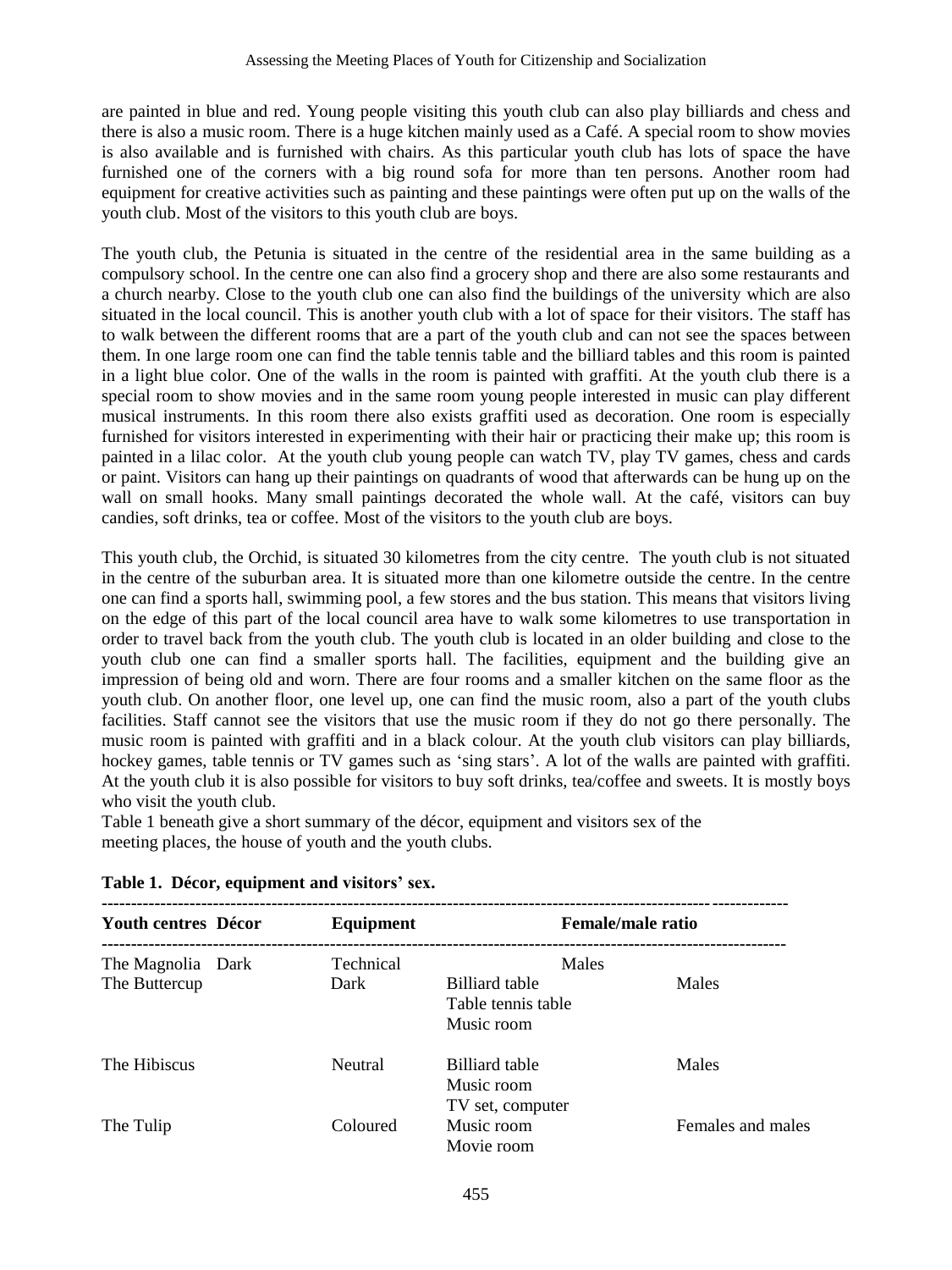are painted in blue and red. Young people visiting this youth club can also play billiards and chess and there is also a music room. There is a huge kitchen mainly used as a Café. A special room to show movies is also available and is furnished with chairs. As this particular youth club has lots of space the have furnished one of the corners with a big round sofa for more than ten persons. Another room had equipment for creative activities such as painting and these paintings were often put up on the walls of the youth club. Most of the visitors to this youth club are boys.

The youth club, the Petunia is situated in the centre of the residential area in the same building as a compulsory school. In the centre one can also find a grocery shop and there are also some restaurants and a church nearby. Close to the youth club one can also find the buildings of the university which are also situated in the local council. This is another youth club with a lot of space for their visitors. The staff has to walk between the different rooms that are a part of the youth club and can not see the spaces between them. In one large room one can find the table tennis table and the billiard tables and this room is painted in a light blue color. One of the walls in the room is painted with graffiti. At the youth club there is a special room to show movies and in the same room young people interested in music can play different musical instruments. In this room there also exists graffiti used as decoration. One room is especially furnished for visitors interested in experimenting with their hair or practicing their make up; this room is painted in a lilac color. At the youth club young people can watch TV, play TV games, chess and cards or paint. Visitors can hang up their paintings on quadrants of wood that afterwards can be hung up on the wall on small hooks. Many small paintings decorated the whole wall. At the café, visitors can buy candies, soft drinks, tea or coffee. Most of the visitors to the youth club are boys.

This youth club, the Orchid, is situated 30 kilometres from the city centre. The youth club is not situated in the centre of the suburban area. It is situated more than one kilometre outside the centre. In the centre one can find a sports hall, swimming pool, a few stores and the bus station. This means that visitors living on the edge of this part of the local council area have to walk some kilometres to use transportation in order to travel back from the youth club. The youth club is located in an older building and close to the youth club one can find a smaller sports hall. The facilities, equipment and the building give an impression of being old and worn. There are four rooms and a smaller kitchen on the same floor as the youth club. On another floor, one level up, one can find the music room, also a part of the youth clubs facilities. Staff cannot see the visitors that use the music room if they do not go there personally. The music room is painted with graffiti and in a black colour. At the youth club visitors can play billiards, hockey games, table tennis or TV games such as 'sing stars'. A lot of the walls are painted with graffiti. At the youth club it is also possible for visitors to buy soft drinks, tea/coffee and sweets. It is mostly boys who visit the youth club.

Table 1 beneath give a short summary of the décor, equipment and visitors sex of the meeting places, the house of youth and the youth clubs.

**Table 1. Décor, equipment and visitors' sex.**

| Youth centres | Décor | Equipment | Female/male ratio |
|---|---|---|---|
| The Magnolia | Dark | Technical | Males |
| The Buttercup | Dark | Billiard table<br>Table tennis table<br>Music room | Males |
| The Hibiscus | Neutral | Billiard table<br>Music room<br>TV set, computer | Males |
| The Tulip | Coloured | Music room<br>Movie room | Females and males |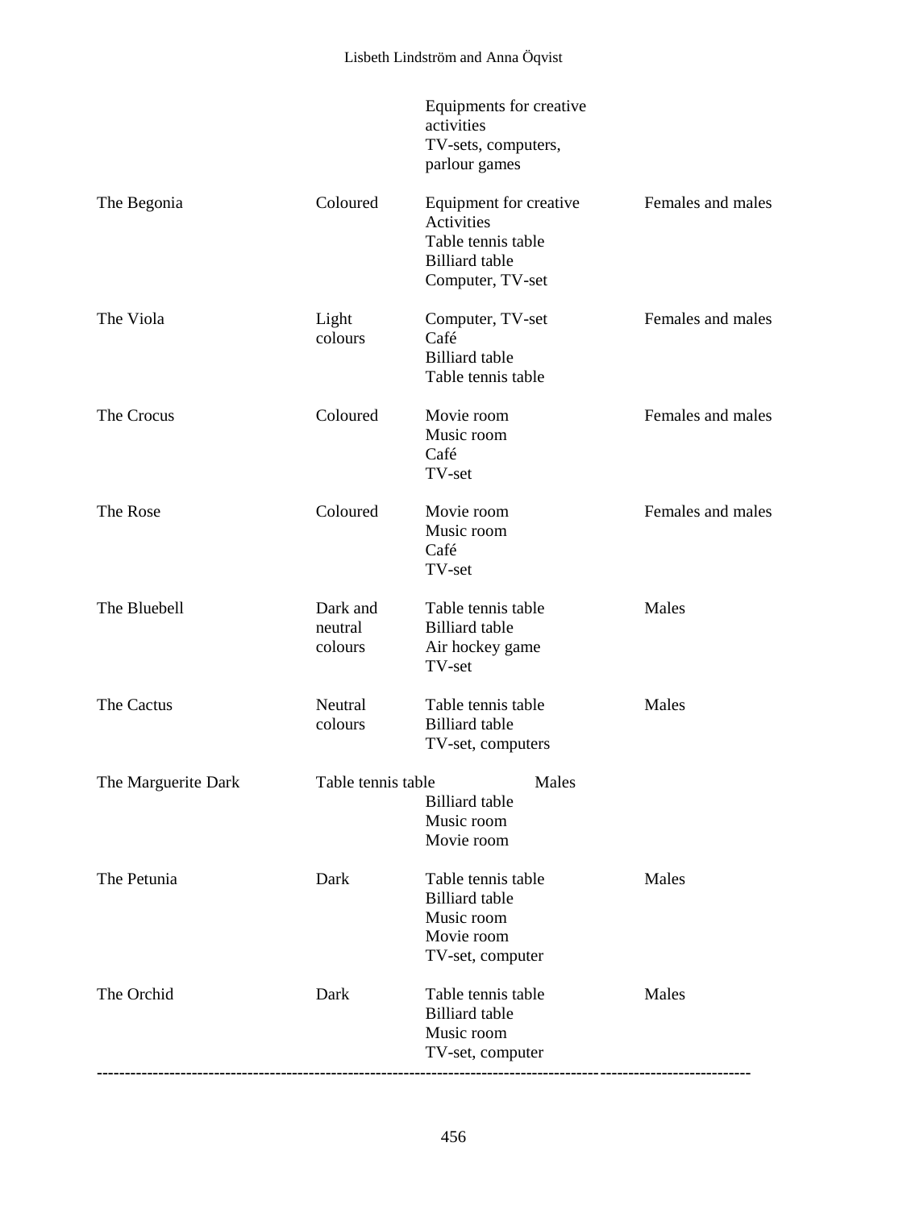| | | | |
|---|---|---|---|
| | | Equipments for creative activities<br>TV-sets, computers, parlour games | |
| The Begonia | Coloured | Equipment for creative Activities<br>Table tennis table<br>Billiard table<br>Computer, TV-set | Females and males |
| The Viola | Light colours | Computer, TV-set<br>Café<br>Billiard table<br>Table tennis table | Females and males |
| The Crocus | Coloured | Movie room<br>Music room<br>Café<br>TV-set | Females and males |
| The Rose | Coloured | Movie room<br>Music room<br>Café<br>TV-set | Females and males |
| The Bluebell | Dark and neutral colours | Table tennis table<br>Billiard table<br>Air hockey game<br>TV-set | Males |
| The Cactus | Neutral colours | Table tennis table<br>Billiard table<br>TV-set, computers | Males |
| The Marguerite Dark | Table tennis table | Billiard table<br>Music room<br>Movie room | Males |
| The Petunia | Dark | Table tennis table<br>Billiard table<br>Music room<br>Movie room<br>TV-set, computer | Males |
| The Orchid | Dark | Table tennis table<br>Billiard table<br>Music room<br>TV-set, computer | Males |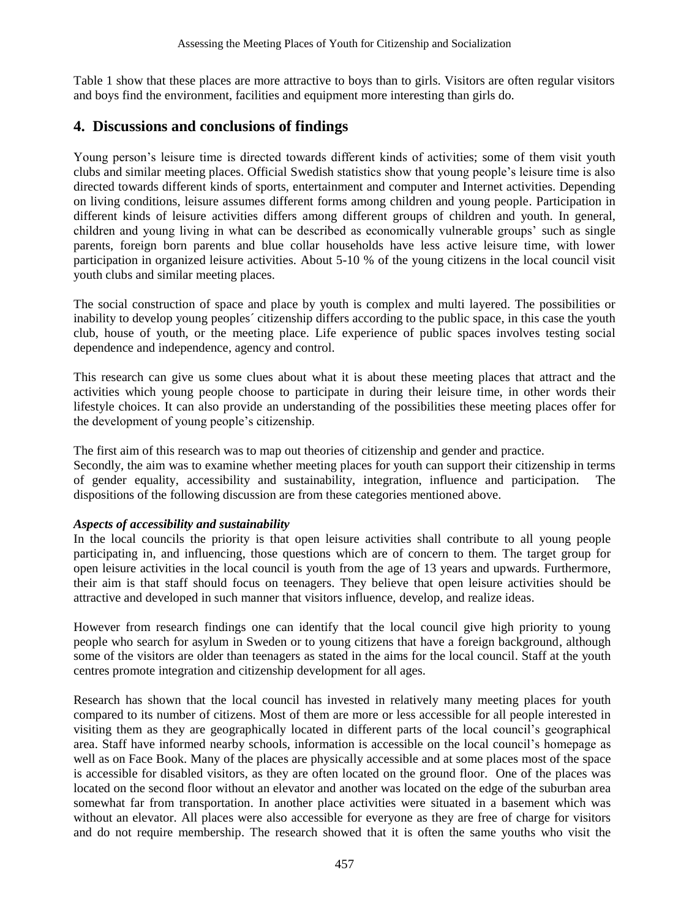Table 1 show that these places are more attractive to boys than to girls. Visitors are often regular visitors and boys find the environment, facilities and equipment more interesting than girls do.

## 4. Discussions and conclusions of findings

Young person's leisure time is directed towards different kinds of activities; some of them visit youth clubs and similar meeting places. Official Swedish statistics show that young people's leisure time is also directed towards different kinds of sports, entertainment and computer and Internet activities. Depending on living conditions, leisure assumes different forms among children and young people. Participation in different kinds of leisure activities differs among different groups of children and youth. In general, children and young living in what can be described as economically vulnerable groups' such as single parents, foreign born parents and blue collar households have less active leisure time, with lower participation in organized leisure activities. About 5-10 % of the young citizens in the local council visit youth clubs and similar meeting places.

The social construction of space and place by youth is complex and multi layered. The possibilities or inability to develop young peoples´ citizenship differs according to the public space, in this case the youth club, house of youth, or the meeting place. Life experience of public spaces involves testing social dependence and independence, agency and control.

This research can give us some clues about what it is about these meeting places that attract and the activities which young people choose to participate in during their leisure time, in other words their lifestyle choices. It can also provide an understanding of the possibilities these meeting places offer for the development of young people's citizenship.

The first aim of this research was to map out theories of citizenship and gender and practice.
Secondly, the aim was to examine whether meeting places for youth can support their citizenship in terms of gender equality, accessibility and sustainability, integration, influence and participation. The dispositions of the following discussion are from these categories mentioned above.

***Aspects of accessibility and sustainability***

In the local councils the priority is that open leisure activities shall contribute to all young people participating in, and influencing, those questions which are of concern to them. The target group for open leisure activities in the local council is youth from the age of 13 years and upwards. Furthermore, their aim is that staff should focus on teenagers. They believe that open leisure activities should be attractive and developed in such manner that visitors influence, develop, and realize ideas.

However from research findings one can identify that the local council give high priority to young people who search for asylum in Sweden or to young citizens that have a foreign background, although some of the visitors are older than teenagers as stated in the aims for the local council. Staff at the youth centres promote integration and citizenship development for all ages.

Research has shown that the local council has invested in relatively many meeting places for youth compared to its number of citizens. Most of them are more or less accessible for all people interested in visiting them as they are geographically located in different parts of the local council's geographical area. Staff have informed nearby schools, information is accessible on the local council's homepage as well as on Face Book. Many of the places are physically accessible and at some places most of the space is accessible for disabled visitors, as they are often located on the ground floor. One of the places was located on the second floor without an elevator and another was located on the edge of the suburban area somewhat far from transportation. In another place activities were situated in a basement which was without an elevator. All places were also accessible for everyone as they are free of charge for visitors and do not require membership. The research showed that it is often the same youths who visit the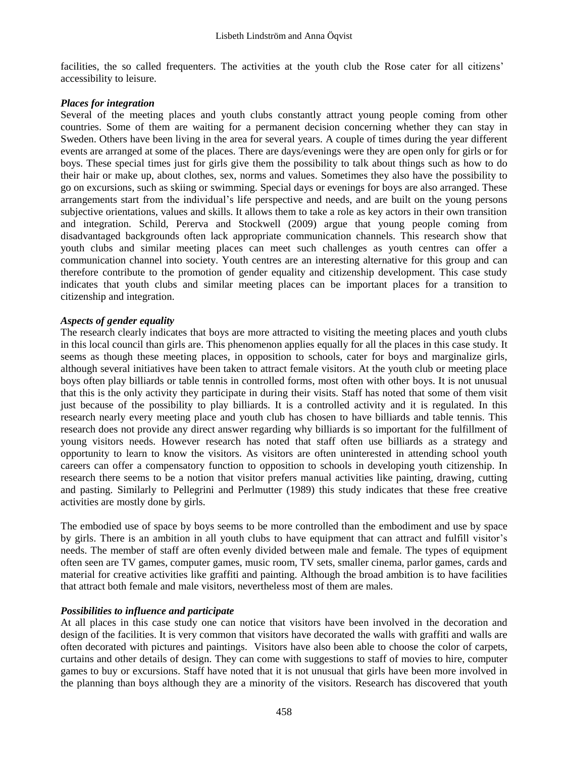facilities, the so called frequenters. The activities at the youth club the Rose cater for all citizens' accessibility to leisure.

### *Places for integration*

Several of the meeting places and youth clubs constantly attract young people coming from other countries. Some of them are waiting for a permanent decision concerning whether they can stay in Sweden. Others have been living in the area for several years. A couple of times during the year different events are arranged at some of the places. There are days/evenings were they are open only for girls or for boys. These special times just for girls give them the possibility to talk about things such as how to do their hair or make up, about clothes, sex, norms and values. Sometimes they also have the possibility to go on excursions, such as skiing or swimming. Special days or evenings for boys are also arranged. These arrangements start from the individual's life perspective and needs, and are built on the young persons subjective orientations, values and skills. It allows them to take a role as key actors in their own transition and integration. Schild, Pererva and Stockwell (2009) argue that young people coming from disadvantaged backgrounds often lack appropriate communication channels. This research show that youth clubs and similar meeting places can meet such challenges as youth centres can offer a communication channel into society. Youth centres are an interesting alternative for this group and can therefore contribute to the promotion of gender equality and citizenship development. This case study indicates that youth clubs and similar meeting places can be important places for a transition to citizenship and integration.

### *Aspects of gender equality*

The research clearly indicates that boys are more attracted to visiting the meeting places and youth clubs in this local council than girls are. This phenomenon applies equally for all the places in this case study. It seems as though these meeting places, in opposition to schools, cater for boys and marginalize girls, although several initiatives have been taken to attract female visitors. At the youth club or meeting place boys often play billiards or table tennis in controlled forms, most often with other boys. It is not unusual that this is the only activity they participate in during their visits. Staff has noted that some of them visit just because of the possibility to play billiards. It is a controlled activity and it is regulated. In this research nearly every meeting place and youth club has chosen to have billiards and table tennis. This research does not provide any direct answer regarding why billiards is so important for the fulfillment of young visitors needs. However research has noted that staff often use billiards as a strategy and opportunity to learn to know the visitors. As visitors are often uninterested in attending school youth careers can offer a compensatory function to opposition to schools in developing youth citizenship. In research there seems to be a notion that visitor prefers manual activities like painting, drawing, cutting and pasting. Similarly to Pellegrini and Perlmutter (1989) this study indicates that these free creative activities are mostly done by girls.

The embodied use of space by boys seems to be more controlled than the embodiment and use by space by girls. There is an ambition in all youth clubs to have equipment that can attract and fulfill visitor's needs. The member of staff are often evenly divided between male and female. The types of equipment often seen are TV games, computer games, music room, TV sets, smaller cinema, parlor games, cards and material for creative activities like graffiti and painting. Although the broad ambition is to have facilities that attract both female and male visitors, nevertheless most of them are males.

### *Possibilities to influence and participate*

At all places in this case study one can notice that visitors have been involved in the decoration and design of the facilities. It is very common that visitors have decorated the walls with graffiti and walls are often decorated with pictures and paintings. Visitors have also been able to choose the color of carpets, curtains and other details of design. They can come with suggestions to staff of movies to hire, computer games to buy or excursions. Staff have noted that it is not unusual that girls have been more involved in the planning than boys although they are a minority of the visitors. Research has discovered that youth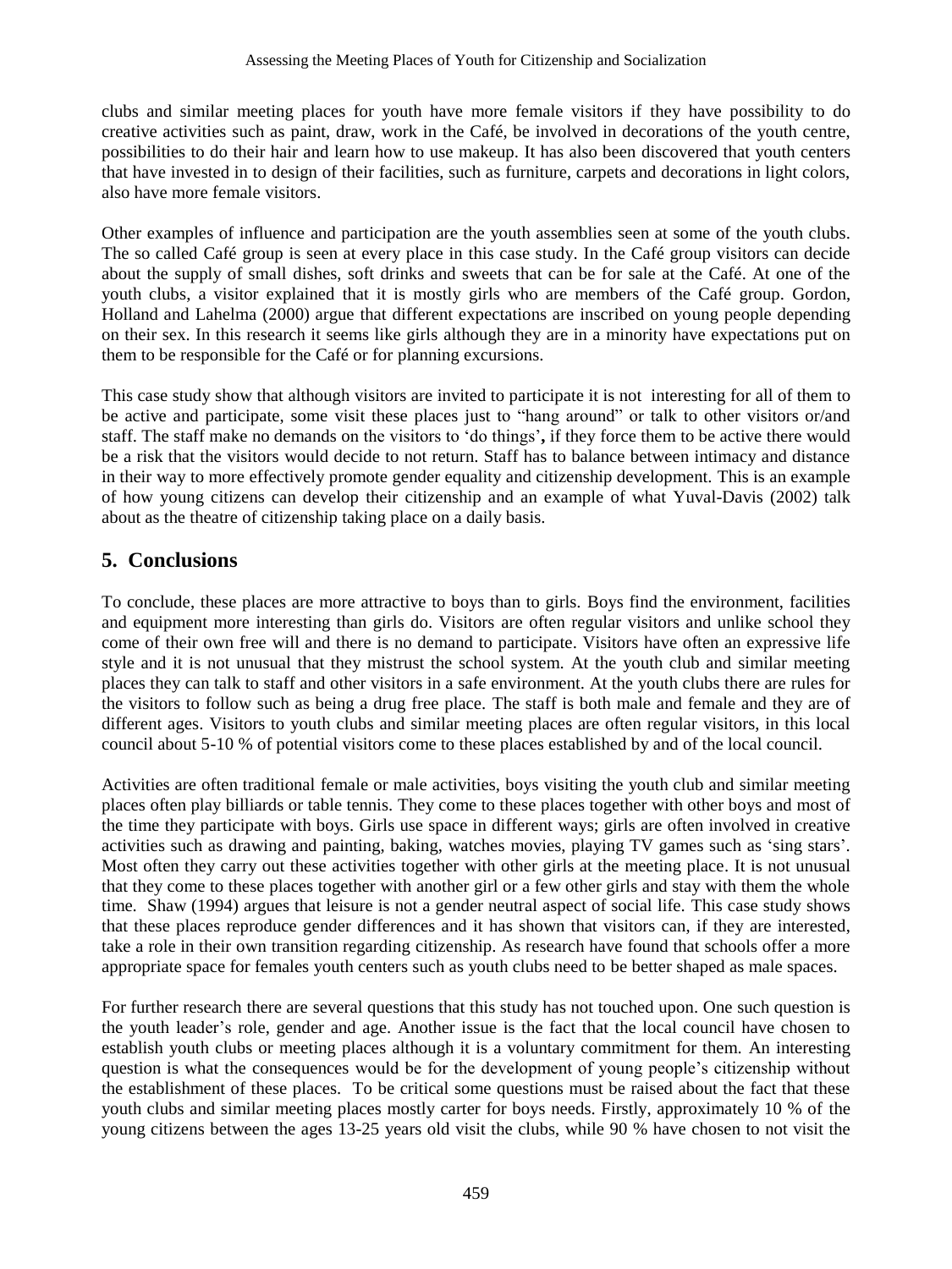clubs and similar meeting places for youth have more female visitors if they have possibility to do creative activities such as paint, draw, work in the Café, be involved in decorations of the youth centre, possibilities to do their hair and learn how to use makeup. It has also been discovered that youth centers that have invested in to design of their facilities, such as furniture, carpets and decorations in light colors, also have more female visitors.

Other examples of influence and participation are the youth assemblies seen at some of the youth clubs. The so called Café group is seen at every place in this case study. In the Café group visitors can decide about the supply of small dishes, soft drinks and sweets that can be for sale at the Café. At one of the youth clubs, a visitor explained that it is mostly girls who are members of the Café group. Gordon, Holland and Lahelma (2000) argue that different expectations are inscribed on young people depending on their sex. In this research it seems like girls although they are in a minority have expectations put on them to be responsible for the Café or for planning excursions.

This case study show that although visitors are invited to participate it is not interesting for all of them to be active and participate, some visit these places just to "hang around" or talk to other visitors or/and staff. The staff make no demands on the visitors to 'do things'**,** if they force them to be active there would be a risk that the visitors would decide to not return. Staff has to balance between intimacy and distance in their way to more effectively promote gender equality and citizenship development. This is an example of how young citizens can develop their citizenship and an example of what Yuval-Davis (2002) talk about as the theatre of citizenship taking place on a daily basis.

## 5. Conclusions

To conclude, these places are more attractive to boys than to girls. Boys find the environment, facilities and equipment more interesting than girls do. Visitors are often regular visitors and unlike school they come of their own free will and there is no demand to participate. Visitors have often an expressive life style and it is not unusual that they mistrust the school system. At the youth club and similar meeting places they can talk to staff and other visitors in a safe environment. At the youth clubs there are rules for the visitors to follow such as being a drug free place. The staff is both male and female and they are of different ages. Visitors to youth clubs and similar meeting places are often regular visitors, in this local council about 5-10 % of potential visitors come to these places established by and of the local council.

Activities are often traditional female or male activities, boys visiting the youth club and similar meeting places often play billiards or table tennis. They come to these places together with other boys and most of the time they participate with boys. Girls use space in different ways; girls are often involved in creative activities such as drawing and painting, baking, watches movies, playing TV games such as 'sing stars'. Most often they carry out these activities together with other girls at the meeting place. It is not unusual that they come to these places together with another girl or a few other girls and stay with them the whole time. Shaw (1994) argues that leisure is not a gender neutral aspect of social life. This case study shows that these places reproduce gender differences and it has shown that visitors can, if they are interested, take a role in their own transition regarding citizenship. As research have found that schools offer a more appropriate space for females youth centers such as youth clubs need to be better shaped as male spaces.

For further research there are several questions that this study has not touched upon. One such question is the youth leader's role, gender and age. Another issue is the fact that the local council have chosen to establish youth clubs or meeting places although it is a voluntary commitment for them. An interesting question is what the consequences would be for the development of young people's citizenship without the establishment of these places. To be critical some questions must be raised about the fact that these youth clubs and similar meeting places mostly carter for boys needs. Firstly, approximately 10 % of the young citizens between the ages 13-25 years old visit the clubs, while 90 % have chosen to not visit the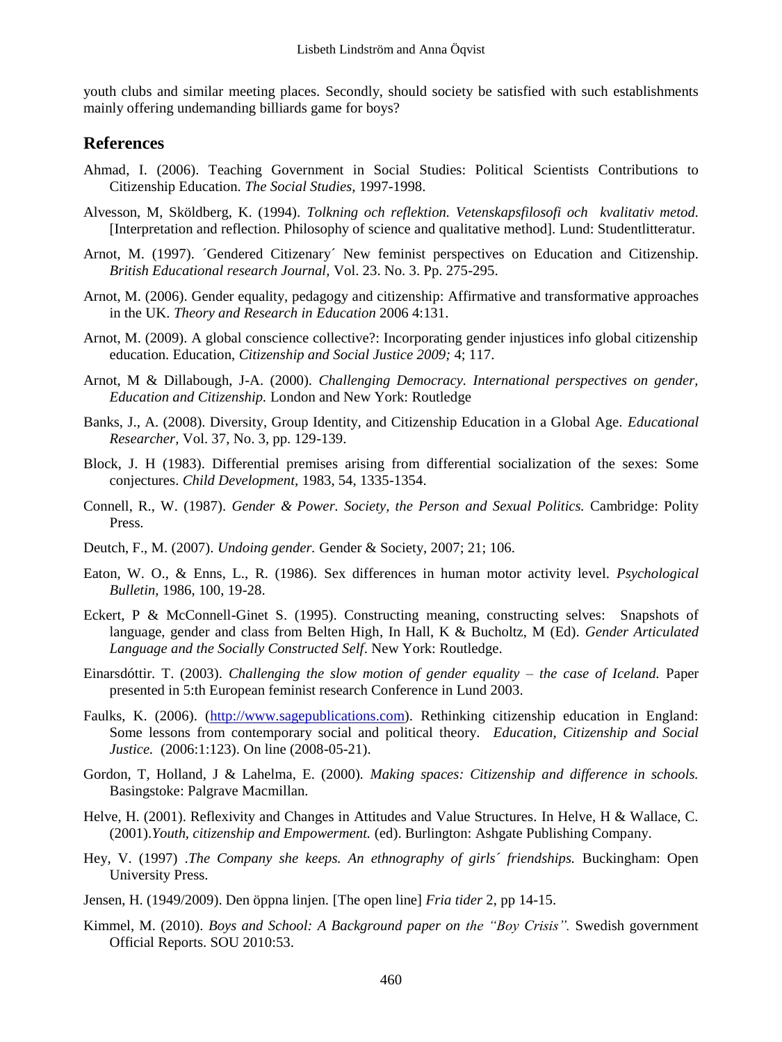youth clubs and similar meeting places. Secondly, should society be satisfied with such establishments mainly offering undemanding billiards game for boys?

## References

Ahmad, I. (2006). Teaching Government in Social Studies: Political Scientists Contributions to Citizenship Education. *The Social Studies,* 1997-1998.

Alvesson, M, Sköldberg, K. (1994). *Tolkning och reflektion. Vetenskapsfilosofi och kvalitativ metod.* [Interpretation and reflection. Philosophy of science and qualitative method]. Lund: Studentlitteratur.

Arnot, M. (1997). ´Gendered Citizenary´ New feminist perspectives on Education and Citizenship. *British Educational research Journal,* Vol. 23. No. 3. Pp. 275-295.

Arnot, M. (2006). Gender equality, pedagogy and citizenship: Affirmative and transformative approaches in the UK. *Theory and Research in Education* 2006 4:131.

Arnot, M. (2009). A global conscience collective?: Incorporating gender injustices info global citizenship education. Education, *Citizenship and Social Justice 2009;* 4; 117.

Arnot, M & Dillabough, J-A. (2000). *Challenging Democracy. International perspectives on gender, Education and Citizenship.* London and New York: Routledge

Banks, J., A. (2008). Diversity, Group Identity, and Citizenship Education in a Global Age. *Educational Researcher,* Vol. 37, No. 3, pp. 129-139.

Block, J. H (1983). Differential premises arising from differential socialization of the sexes: Some conjectures. *Child Development*, 1983, 54, 1335-1354.

Connell, R., W. (1987). *Gender & Power. Society, the Person and Sexual Politics.* Cambridge: Polity Press.

Deutch, F., M. (2007). *Undoing gender.* Gender & Society, 2007; 21; 106.

Eaton, W. O., & Enns, L., R. (1986). Sex differences in human motor activity level. *Psychological Bulletin,* 1986, 100, 19-28.

Eckert, P & McConnell-Ginet S. (1995). Constructing meaning, constructing selves: Snapshots of language, gender and class from Belten High, In Hall, K & Bucholtz, M (Ed). *Gender Articulated Language and the Socially Constructed Self*. New York: Routledge.

Einarsdóttir. T. (2003). *Challenging the slow motion of gender equality – the case of Iceland.* Paper presented in 5:th European feminist research Conference in Lund 2003.

Faulks, K. (2006). (http://www.sagepublications.com). Rethinking citizenship education in England: Some lessons from contemporary social and political theory. *Education, Citizenship and Social Justice.* (2006:1:123). On line (2008-05-21).

Gordon, T, Holland, J & Lahelma, E. (2000). *Making spaces: Citizenship and difference in schools.* Basingstoke: Palgrave Macmillan.

Helve, H. (2001). Reflexivity and Changes in Attitudes and Value Structures. In Helve, H & Wallace, C. (2001).*Youth, citizenship and Empowerment.* (ed). Burlington: Ashgate Publishing Company.

Hey, V. (1997) .*The Company she keeps. An ethnography of girls´ friendships.* Buckingham: Open University Press.

Jensen, H. (1949/2009). Den öppna linjen. [The open line] *Fria tider* 2, pp 14-15.

Kimmel, M. (2010). *Boys and School: A Background paper on the "Boy Crisis".* Swedish government Official Reports. SOU 2010:53.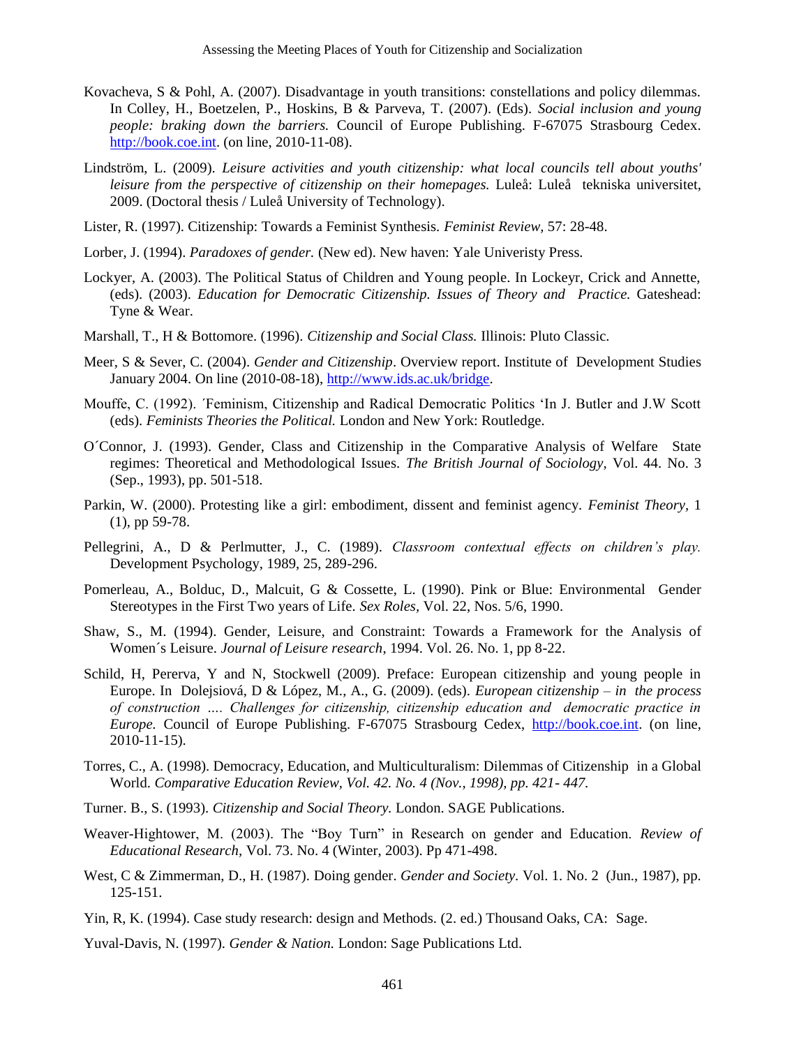Kovacheva, S & Pohl, A. (2007). Disadvantage in youth transitions: constellations and policy dilemmas. In Colley, H., Boetzelen, P., Hoskins, B & Parveva, T. (2007). (Eds). *Social inclusion and young people: braking down the barriers.* Council of Europe Publishing. F-67075 Strasbourg Cedex. http://book.coe.int. (on line, 2010-11-08).

Lindström, L. (2009). *Leisure activities and youth citizenship: what local councils tell about youths' leisure from the perspective of citizenship on their homepages.* Luleå: Luleå tekniska universitet, 2009. (Doctoral thesis / Luleå University of Technology).

Lister, R. (1997). Citizenship: Towards a Feminist Synthesis. *Feminist Review,* 57: 28-48.

Lorber, J. (1994). *Paradoxes of gender.* (New ed). New haven: Yale Univeristy Press.

Lockyer, A. (2003). The Political Status of Children and Young people. In Lockeyr, Crick and Annette, (eds). (2003). *Education for Democratic Citizenship. Issues of Theory and Practice.* Gateshead: Tyne & Wear.

Marshall, T., H & Bottomore. (1996). *Citizenship and Social Class.* Illinois: Pluto Classic.

Meer, S & Sever, C. (2004). *Gender and Citizenship*. Overview report. Institute of Development Studies January 2004. On line (2010-08-18), http://www.ids.ac.uk/bridge.

Mouffe, C. (1992). ´Feminism, Citizenship and Radical Democratic Politics 'In J. Butler and J.W Scott (eds). *Feminists Theories the Political.* London and New York: Routledge.

O´Connor, J. (1993). Gender, Class and Citizenship in the Comparative Analysis of Welfare State regimes: Theoretical and Methodological Issues. *The British Journal of Sociology,* Vol. 44. No. 3 (Sep., 1993), pp. 501-518.

Parkin, W. (2000). Protesting like a girl: embodiment, dissent and feminist agency. *Feminist Theory*, 1 (1), pp 59-78.

Pellegrini, A., D & Perlmutter, J., C. (1989). *Classroom contextual effects on children's play.* Development Psychology, 1989, 25, 289-296.

Pomerleau, A., Bolduc, D., Malcuit, G & Cossette, L. (1990). Pink or Blue: Environmental Gender Stereotypes in the First Two years of Life. *Sex Roles*, Vol. 22, Nos. 5/6, 1990.

Shaw, S., M. (1994). Gender, Leisure, and Constraint: Towards a Framework for the Analysis of Women´s Leisure. *Journal of Leisure research*, 1994. Vol. 26. No. 1, pp 8-22.

Schild, H, Pererva, Y and N, Stockwell (2009). Preface: European citizenship and young people in Europe. In Dolejsiová, D & López, M., A., G. (2009). (eds). *European citizenship – in the process of construction …. Challenges for citizenship, citizenship education and democratic practice in Europe.* Council of Europe Publishing. F-67075 Strasbourg Cedex, http://book.coe.int. (on line, 2010-11-15).

Torres, C., A. (1998). Democracy, Education, and Multiculturalism: Dilemmas of Citizenship in a Global World. *Comparative Education Review, Vol. 42. No. 4 (Nov., 1998), pp. 421- 447.*

Turner. B., S. (1993). *Citizenship and Social Theory.* London. SAGE Publications.

Weaver-Hightower, M. (2003). The "Boy Turn" in Research on gender and Education. *Review of Educational Research*, Vol. 73. No. 4 (Winter, 2003). Pp 471-498.

West, C & Zimmerman, D., H. (1987). Doing gender. *Gender and Society*. Vol. 1. No. 2 (Jun., 1987), pp. 125-151.

Yin, R, K. (1994). Case study research: design and Methods. (2. ed.) Thousand Oaks, CA: Sage.

Yuval-Davis, N. (1997). *Gender & Nation.* London: Sage Publications Ltd.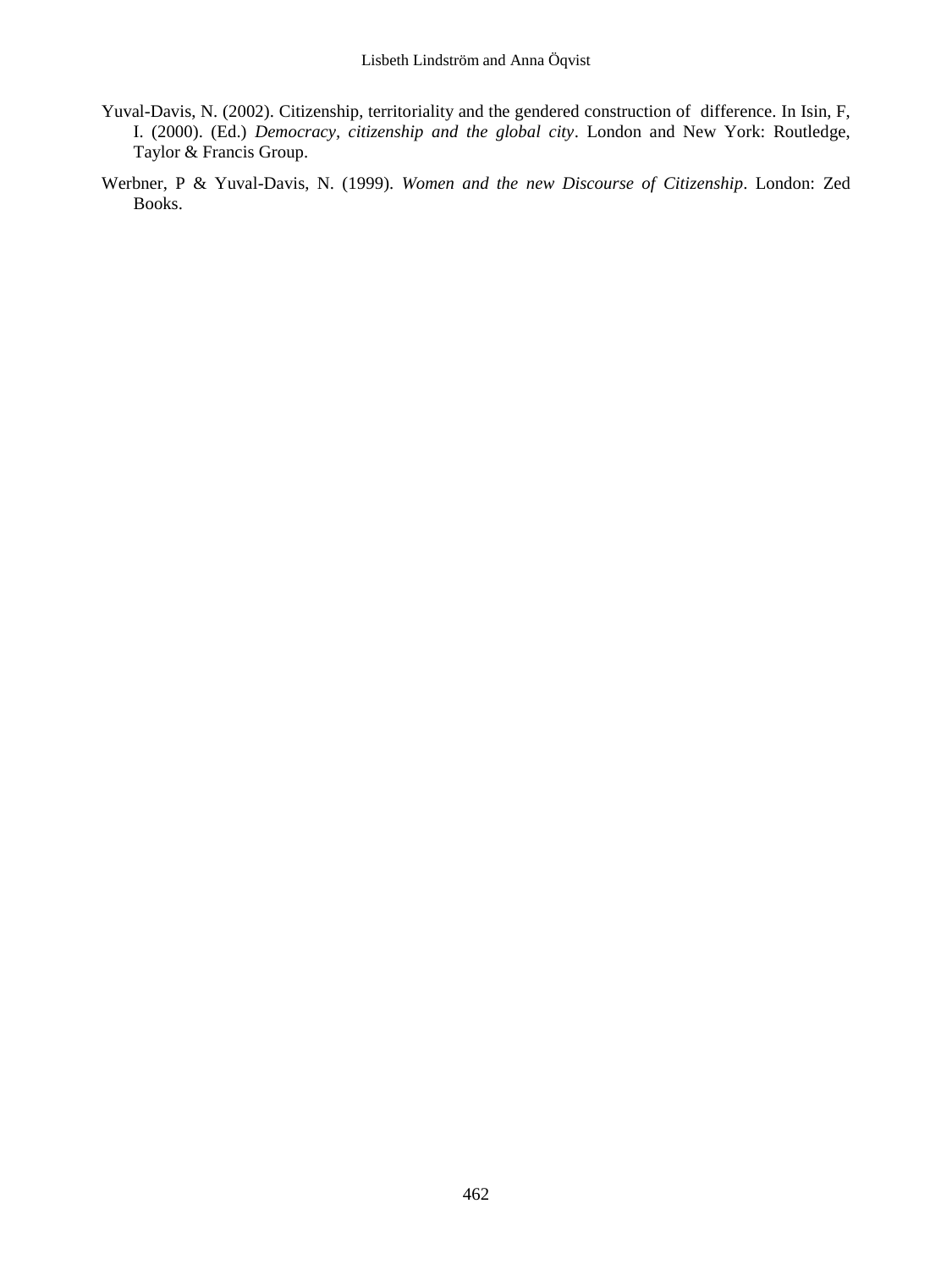Yuval-Davis, N. (2002). Citizenship, territoriality and the gendered construction of difference. In Isin, F, I. (2000). (Ed.) *Democracy, citizenship and the global city*. London and New York: Routledge, Taylor & Francis Group.

Werbner, P & Yuval-Davis, N. (1999). *Women and the new Discourse of Citizenship*. London: Zed Books.